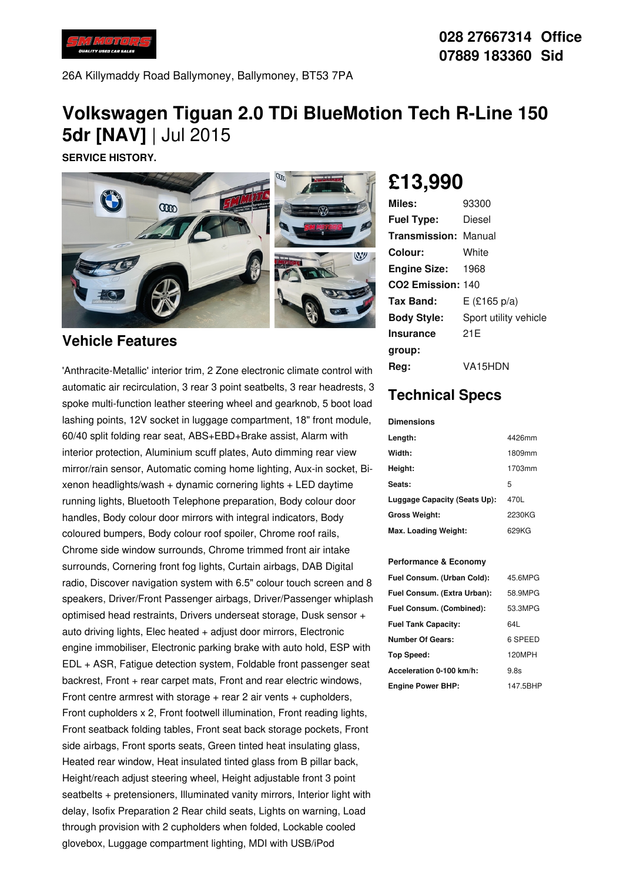028 27667314 Office
07889 183360 Sid

26A Killymaddy Road Ballymoney, Ballymoney, BT53 7PA

# Volkswagen Tiguan 2.0 TDi BlueMotion Tech R-Line 150 5dr [NAV] | Jul 2015

**SERVICE HISTORY.**

## £13,990

| | |
|---|---|
| **Miles:** | 93300 |
| **Fuel Type:** | Diesel |
| **Transmission:** | Manual |
| **Colour:** | White |
| **Engine Size:** | 1968 |
| **CO2 Emission:** | 140 |
| **Tax Band:** | E (£165 p/a) |
| **Body Style:** | Sport utility vehicle |
| **Insurance group:** | 21E |
| **Reg:** | VA15HDN |

## Vehicle Features

'Anthracite-Metallic' interior trim, 2 Zone electronic climate control with automatic air recirculation, 3 rear 3 point seatbelts, 3 rear headrests, 3 spoke multi-function leather steering wheel and gearknob, 5 boot load lashing points, 12V socket in luggage compartment, 18" front module, 60/40 split folding rear seat, ABS+EBD+Brake assist, Alarm with interior protection, Aluminium scuff plates, Auto dimming rear view mirror/rain sensor, Automatic coming home lighting, Aux-in socket, Bi-xenon headlights/wash + dynamic cornering lights + LED daytime running lights, Bluetooth Telephone preparation, Body colour door handles, Body colour door mirrors with integral indicators, Body coloured bumpers, Body colour roof spoiler, Chrome roof rails, Chrome side window surrounds, Chrome trimmed front air intake surrounds, Cornering front fog lights, Curtain airbags, DAB Digital radio, Discover navigation system with 6.5" colour touch screen and 8 speakers, Driver/Front Passenger airbags, Driver/Passenger whiplash optimised head restraints, Drivers underseat storage, Dusk sensor + auto driving lights, Elec heated + adjust door mirrors, Electronic engine immobiliser, Electronic parking brake with auto hold, ESP with EDL + ASR, Fatigue detection system, Foldable front passenger seat backrest, Front + rear carpet mats, Front and rear electric windows, Front centre armrest with storage + rear 2 air vents + cupholders, Front cupholders x 2, Front footwell illumination, Front reading lights, Front seatback folding tables, Front seat back storage pockets, Front side airbags, Front sports seats, Green tinted heat insulating glass, Heated rear window, Heat insulated tinted glass from B pillar back, Height/reach adjust steering wheel, Height adjustable front 3 point seatbelts + pretensioners, Illuminated vanity mirrors, Interior light with delay, Isofix Preparation 2 Rear child seats, Lights on warning, Load through provision with 2 cupholders when folded, Lockable cooled glovebox, Luggage compartment lighting, MDI with USB/iPod

## Technical Specs

**Dimensions**

| | |
|---|---|
| **Length:** | 4426mm |
| **Width:** | 1809mm |
| **Height:** | 1703mm |
| **Seats:** | 5 |
| **Luggage Capacity (Seats Up):** | 470L |
| **Gross Weight:** | 2230KG |
| **Max. Loading Weight:** | 629KG |

**Performance & Economy**

| | |
|---|---|
| **Fuel Consum. (Urban Cold):** | 45.6MPG |
| **Fuel Consum. (Extra Urban):** | 58.9MPG |
| **Fuel Consum. (Combined):** | 53.3MPG |
| **Fuel Tank Capacity:** | 64L |
| **Number Of Gears:** | 6 SPEED |
| **Top Speed:** | 120MPH |
| **Acceleration 0-100 km/h:** | 9.8s |
| **Engine Power BHP:** | 147.5BHP |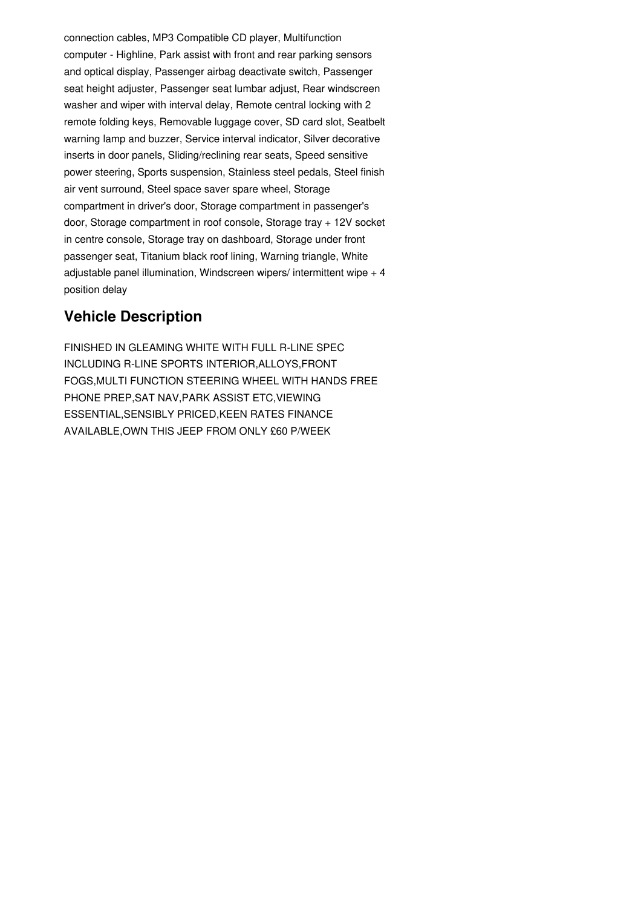connection cables, MP3 Compatible CD player, Multifunction computer - Highline, Park assist with front and rear parking sensors and optical display, Passenger airbag deactivate switch, Passenger seat height adjuster, Passenger seat lumbar adjust, Rear windscreen washer and wiper with interval delay, Remote central locking with 2 remote folding keys, Removable luggage cover, SD card slot, Seatbelt warning lamp and buzzer, Service interval indicator, Silver decorative inserts in door panels, Sliding/reclining rear seats, Speed sensitive power steering, Sports suspension, Stainless steel pedals, Steel finish air vent surround, Steel space saver spare wheel, Storage compartment in driver's door, Storage compartment in passenger's door, Storage compartment in roof console, Storage tray + 12V socket in centre console, Storage tray on dashboard, Storage under front passenger seat, Titanium black roof lining, Warning triangle, White adjustable panel illumination, Windscreen wipers/ intermittent wipe + 4 position delay

## Vehicle Description

FINISHED IN GLEAMING WHITE WITH FULL R-LINE SPEC INCLUDING R-LINE SPORTS INTERIOR,ALLOYS,FRONT FOGS,MULTI FUNCTION STEERING WHEEL WITH HANDS FREE PHONE PREP,SAT NAV,PARK ASSIST ETC,VIEWING ESSENTIAL,SENSIBLY PRICED,KEEN RATES FINANCE AVAILABLE,OWN THIS JEEP FROM ONLY £60 P/WEEK